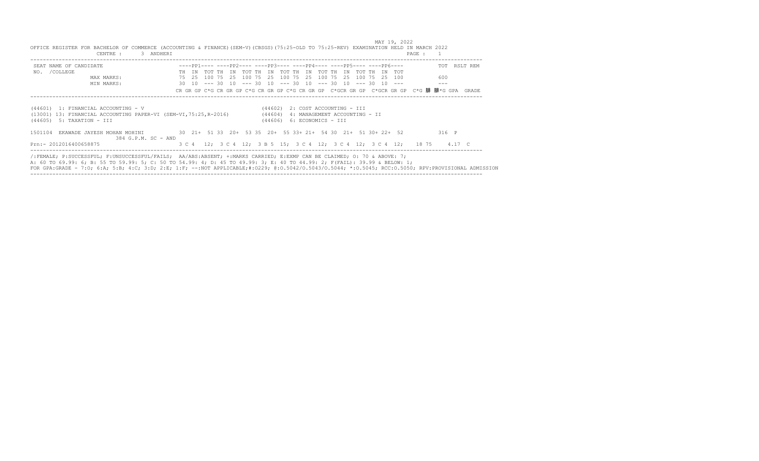MAY 19, 2022

OFFICE REGISTER FOR BACHELOR OF COMMERCE (ACCOUNTING & FINANCE)(SEM-V)(CBSGS)(75:25-OLD TO 75:25-REV) EXAMINATION HELD IN MARCH 2022

CENTRE : 3 ANDHERI

```
SEAT NAME OF CANDIDATE                       ----PP1---- ----PP2---- ----PP3---- ----PP4---- ----PP5---- ----PP6----           TOT  RSLT REM
NO.  /COLLEGE                                TH  IN  TOT TH  IN  TOT TH  IN  TOT TH  IN  TOT TH  IN  TOT TH  IN  TOT
                MAX MARKS:                   75  25  100 75  25  100 75  25  100 75  25  100 75  25  100 75  25  100          600
                MIN MARKS:                   30  10  --- 30  10  --- 30  10  --- 30  10  --- 30  10  --- 30  10  ---          ---
                                             CR GR GP C*G CR GR GP C*G CR GR GP C*G CR GR GP  C*GCR GR GP  C*GCR GR GP  C*G 腓 腓*G GPA  GRADE
```

```
(44601)  1: FINANCIAL ACCOUNTING - V                                   (44602)  2: COST ACCOUNTING - III
(13001) 13: FINANCIAL ACCOUNTING PAPER-VI (SEM-VI,75:25,R-2016)        (44604)  4: MANAGEMENT ACCOUNTING - II
(44605)  5: TAXATION - III                                             (44606)  6: ECONOMICS - III

1501104  EKAWADE JAYESH MOHAN MOHINI         30  21+  51 33  20+  53 35  20+  55 33+ 21+  54 30  21+  51 30+ 22+  52          316  P
                    384 G.P.M. SC - AND
Prn:- 2012016400658875                       3 C 4   12;  3 C 4  12;  3 B 5  15;  3 C 4  12;  3 C 4  12;  3 C 4  12;    18 75     4.17  C
```

/:FEMALE; P:SUCCESSFUL; F:UNSUCCESSFUL/FAILS; AA/ABS:ABSENT; +:MARKS CARRIED; E:EXMP CAN BE CLAIMED; O: 70 & ABOVE: 7;
A: 60 TO 69.99: 6; B: 55 TO 59.99: 5; C: 50 TO 54.99: 4; D: 45 TO 49.99: 3; E: 40 TO 44.99: 2; F(FAIL): 39.99 & BELOW: 1;
FOR GPA:GRADE - 7:O; 6:A; 5:B; 4:C; 3:D; 2:E; 1:F; --:NOT APPLICABLE;#:O229; @:O.5042/O.5043/O.5044; *:O.5045; RCC:O.5050; RPV:PROVISIONAL ADMISSION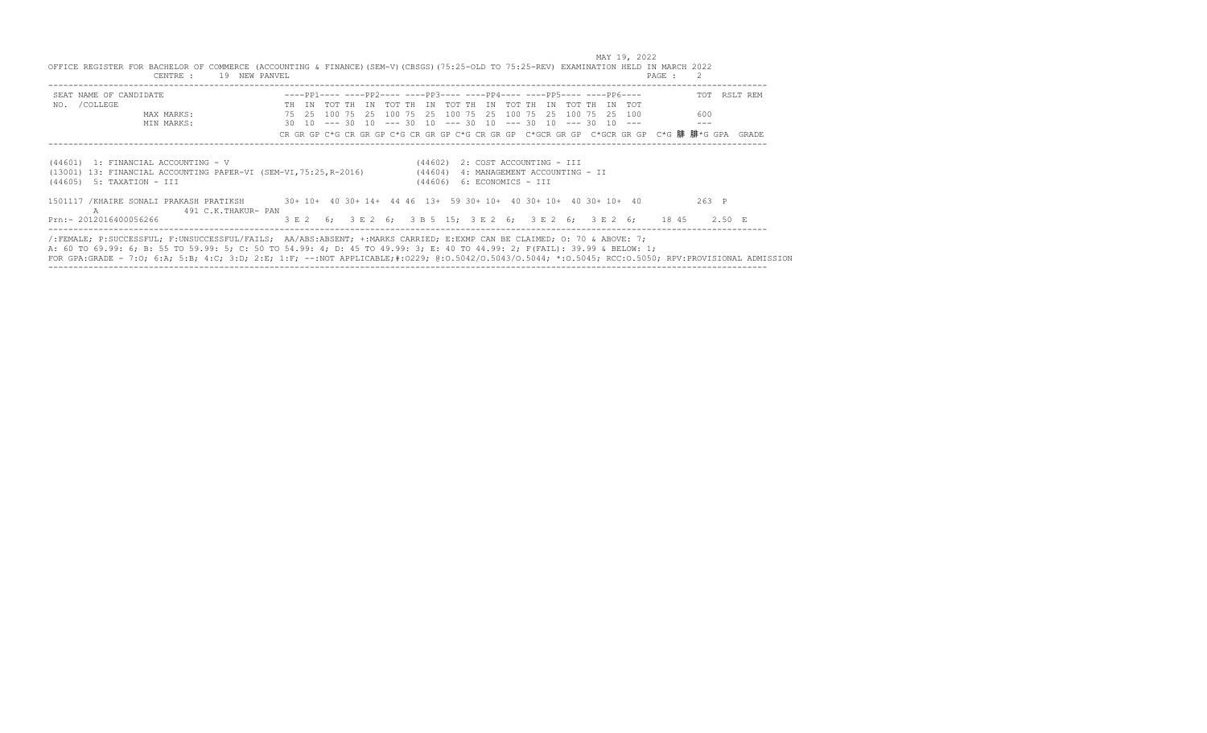MAY 19, 2022

OFFICE REGISTER FOR BACHELOR OF COMMERCE (ACCOUNTING & FINANCE)(SEM-V)(CBSGS)(75:25-OLD TO 75:25-REV) EXAMINATION HELD IN MARCH 2022

CENTRE : 19 NEW PANVEL PAGE : 2

```
SEAT NAME OF CANDIDATE                    ----PP1---- ----PP2---- ----PP3---- ----PP4---- ----PP5---- ----PP6----          TOT  RSLT REM
NO.  /COLLEGE                             TH  IN  TOT TH  IN  TOT TH  IN  TOT TH  IN  TOT TH  IN  TOT TH  IN  TOT
               MAX MARKS:                 75  25  100 75  25  100 75  25  100 75  25  100 75  25  100 75  25  100          600
               MIN MARKS:                 30  10  --- 30  10  --- 30  10  --- 30  10  --- 30  10  --- 30  10  ---          ---
                                          CR GR GP C*G CR GR GP C*G CR GR GP C*G CR GR GP  C*GCR GR GP  C*GCR GR GP  C*G 䏊 䏊*G GPA  GRADE

(44601)  1: FINANCIAL ACCOUNTING - V                                   (44602)  2: COST ACCOUNTING - III
(13001) 13: FINANCIAL ACCOUNTING PAPER-VI (SEM-VI,75:25,R-2016)        (44604)  4: MANAGEMENT ACCOUNTING - II
(44605)  5: TAXATION - III                                             (44606)  6: ECONOMICS - III

1501117 /KHAIRE SONALI PRAKASH PRATIKSH   30+ 10+  40 30+ 14+  44 46  13+  59 30+ 10+  40 30+ 10+  40 30+ 10+  40          263  P
      A                491 C.K.THAKUR- PAN
Prn:- 2012016400056266                    3 E 2   6;  3 E 2  6;  3 B 5  15;  3 E 2  6;  3 E 2  6;  3 E 2  6;     18 45      2.50  E
```

/:FEMALE; P:SUCCESSFUL; F:UNSUCCESSFUL/FAILS; AA/ABS:ABSENT; +:MARKS CARRIED; E:EXMP CAN BE CLAIMED; O: 70 & ABOVE: 7;
A: 60 TO 69.99: 6; B: 55 TO 59.99: 5; C: 50 TO 54.99: 4; D: 45 TO 49.99: 3; E: 40 TO 44.99: 2; F(FAIL): 39.99 & BELOW: 1;
FOR GPA:GRADE - 7:O; 6:A; 5:B; 4:C; 3:D; 2:E; 1:F; --:NOT APPLICABLE;#:O229; @:O.5042/O.5043/O.5044; *:O.5045; RCC:O.5050; RPV:PROVISIONAL ADMISSION